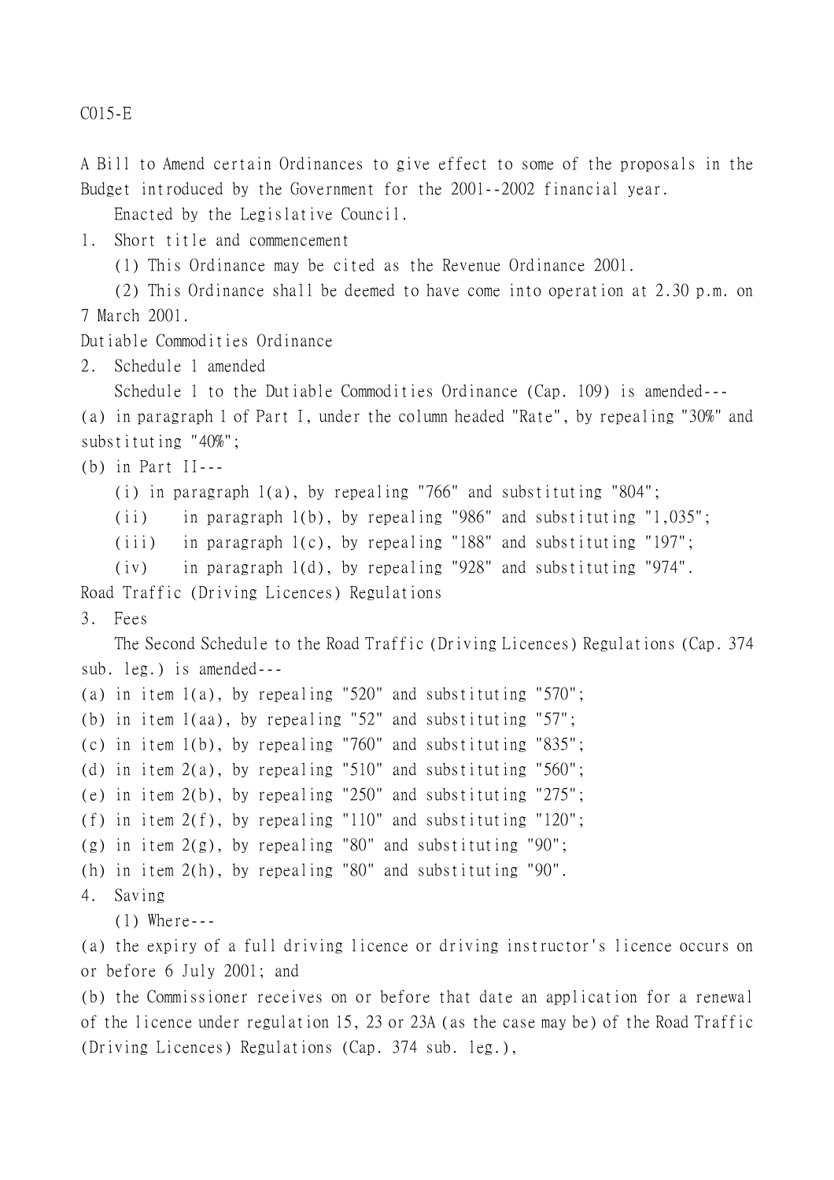C015-E

A Bill to Amend certain Ordinances to give effect to some of the proposals in the Budget introduced by the Government for the 2001--2002 financial year.

Enacted by the Legislative Council.

1. Short title and commencement

(1) This Ordinance may be cited as the Revenue Ordinance 2001.

(2) This Ordinance shall be deemed to have come into operation at 2.30 p.m. on 7 March 2001.

Dutiable Commodities Ordinance

2. Schedule 1 amended

Schedule 1 to the Dutiable Commodities Ordinance (Cap. 109) is amended---

(a) in paragraph 1 of Part I, under the column headed "Rate", by repealing "30%" and substituting "40%";

(b) in Part II---

(i) in paragraph 1(a), by repealing "766" and substituting "804";

(ii) in paragraph 1(b), by repealing "986" and substituting "1,035";

(iii) in paragraph 1(c), by repealing "188" and substituting "197";

(iv) in paragraph 1(d), by repealing "928" and substituting "974".

Road Traffic (Driving Licences) Regulations

3. Fees

The Second Schedule to the Road Traffic (Driving Licences) Regulations (Cap. 374 sub. leg.) is amended---

(a) in item 1(a), by repealing "520" and substituting "570";

(b) in item 1(aa), by repealing "52" and substituting "57";

(c) in item 1(b), by repealing "760" and substituting "835";

(d) in item 2(a), by repealing "510" and substituting "560";

(e) in item 2(b), by repealing "250" and substituting "275";

(f) in item 2(f), by repealing "110" and substituting "120";

(g) in item 2(g), by repealing "80" and substituting "90";

(h) in item 2(h), by repealing "80" and substituting "90".

4. Saving

(1) Where---

(a) the expiry of a full driving licence or driving instructor's licence occurs on or before 6 July 2001; and

(b) the Commissioner receives on or before that date an application for a renewal of the licence under regulation 15, 23 or 23A (as the case may be) of the Road Traffic (Driving Licences) Regulations (Cap. 374 sub. leg.),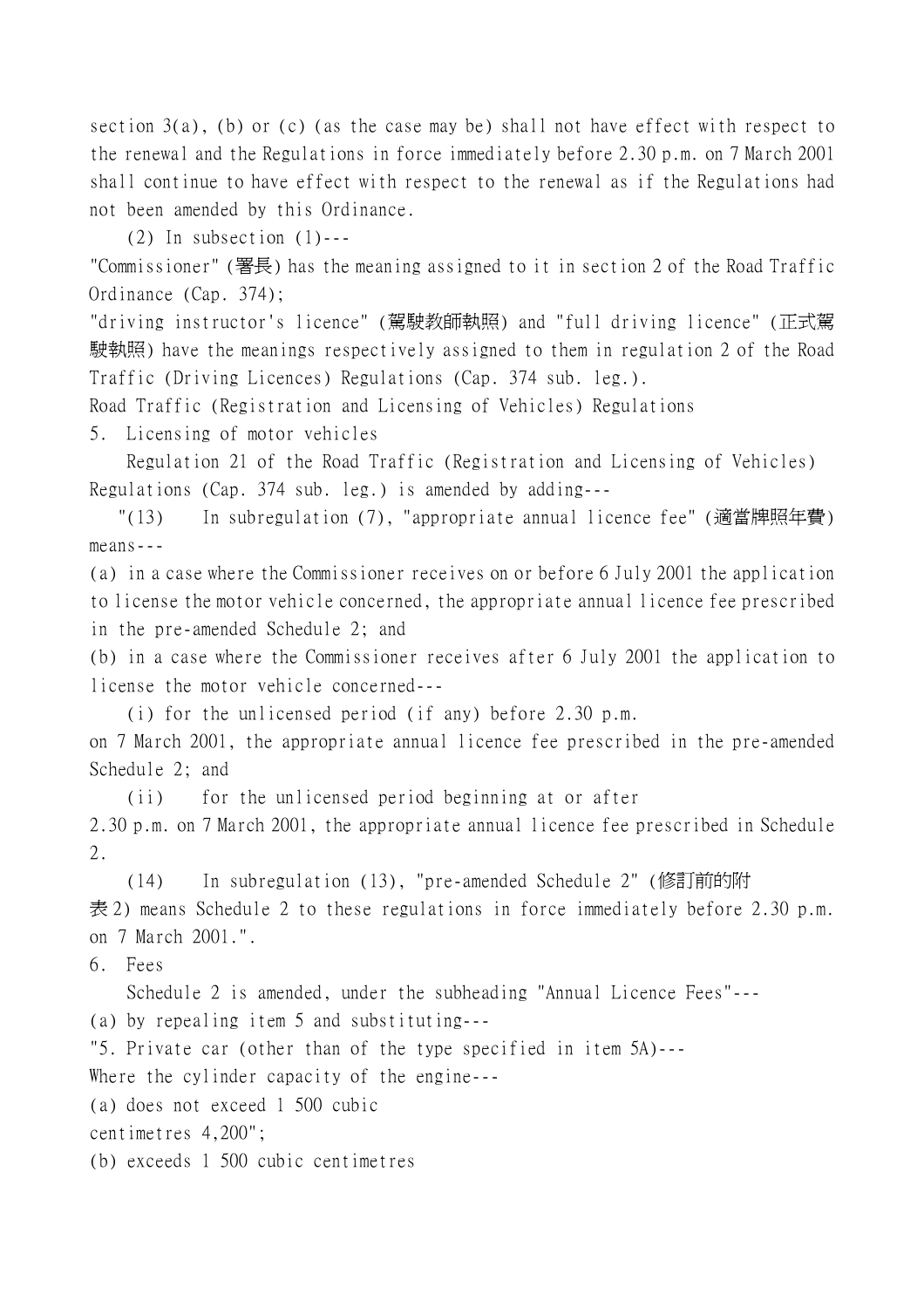section 3(a), (b) or (c) (as the case may be) shall not have effect with respect to the renewal and the Regulations in force immediately before 2.30 p.m. on 7 March 2001 shall continue to have effect with respect to the renewal as if the Regulations had not been amended by this Ordinance.

(2) In subsection (1)---

"Commissioner" (署長) has the meaning assigned to it in section 2 of the Road Traffic Ordinance (Cap. 374);

"driving instructor's licence" (駕駛教師執照) and "full driving licence" (正式駕駛執照) have the meanings respectively assigned to them in regulation 2 of the Road Traffic (Driving Licences) Regulations (Cap. 374 sub. leg.).

Road Traffic (Registration and Licensing of Vehicles) Regulations

5. Licensing of motor vehicles

Regulation 21 of the Road Traffic (Registration and Licensing of Vehicles) Regulations (Cap. 374 sub. leg.) is amended by adding---

"(13) In subregulation (7), "appropriate annual licence fee" (適當牌照年費) means---

(a) in a case where the Commissioner receives on or before 6 July 2001 the application to license the motor vehicle concerned, the appropriate annual licence fee prescribed in the pre-amended Schedule 2; and

(b) in a case where the Commissioner receives after 6 July 2001 the application to license the motor vehicle concerned---

(i) for the unlicensed period (if any) before 2.30 p.m. on 7 March 2001, the appropriate annual licence fee prescribed in the pre-amended Schedule 2; and

(ii) for the unlicensed period beginning at or after 2.30 p.m. on 7 March 2001, the appropriate annual licence fee prescribed in Schedule 2.

(14) In subregulation (13), "pre-amended Schedule 2" (修訂前的附表2) means Schedule 2 to these regulations in force immediately before 2.30 p.m. on 7 March 2001.".

6. Fees

Schedule 2 is amended, under the subheading "Annual Licence Fees"---

(a) by repealing item 5 and substituting---

"5. Private car (other than of the type specified in item 5A)---

Where the cylinder capacity of the engine---

(a) does not exceed 1 500 cubic centimetres 4,200";

(b) exceeds 1 500 cubic centimetres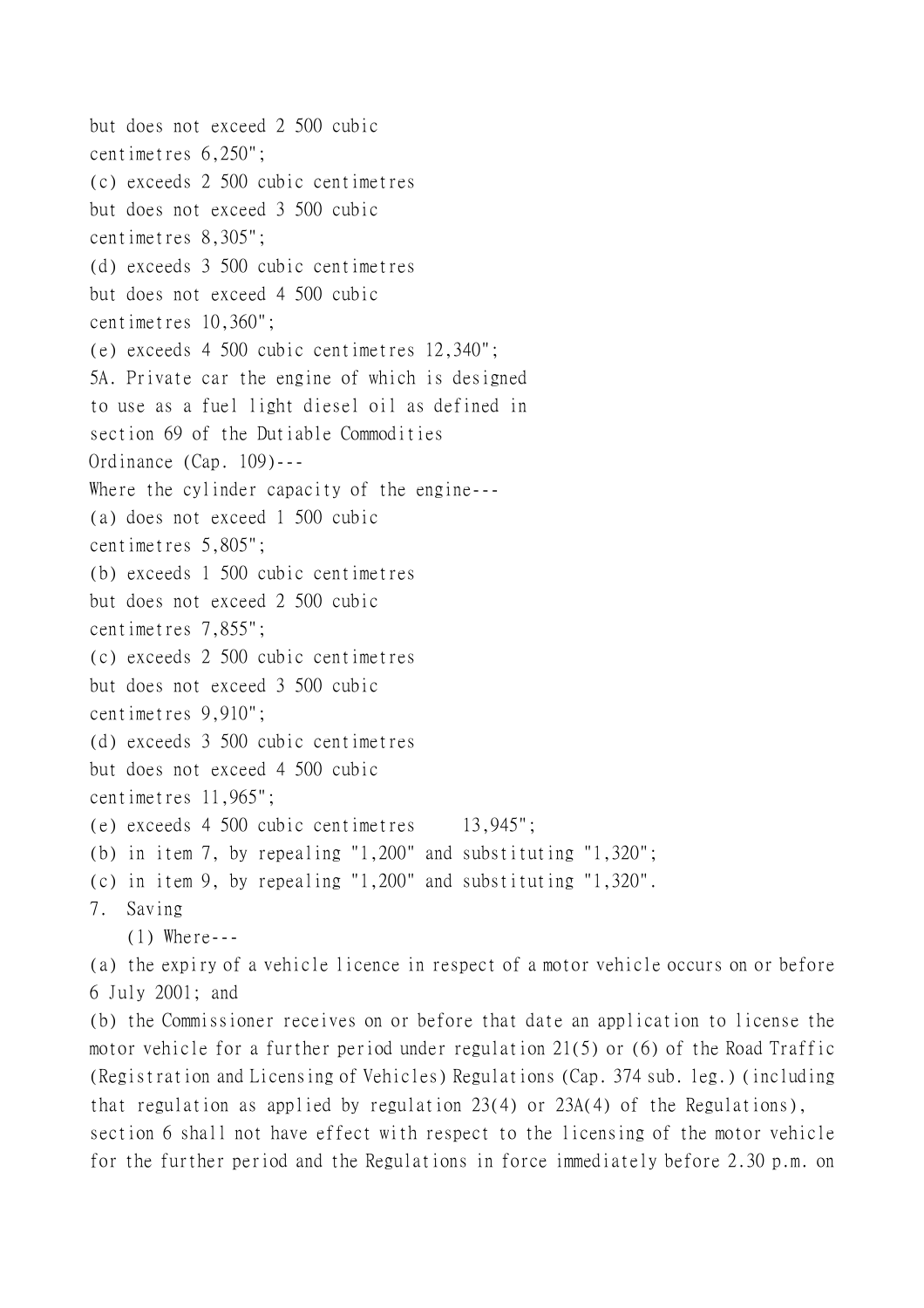but does not exceed 2 500 cubic
centimetres 6,250";
(c) exceeds 2 500 cubic centimetres
but does not exceed 3 500 cubic
centimetres 8,305";
(d) exceeds 3 500 cubic centimetres
but does not exceed 4 500 cubic
centimetres 10,360";
(e) exceeds 4 500 cubic centimetres 12,340";
5A. Private car the engine of which is designed
to use as a fuel light diesel oil as defined in
section 69 of the Dutiable Commodities
Ordinance (Cap. 109)---
Where the cylinder capacity of the engine---
(a) does not exceed 1 500 cubic
centimetres 5,805";
(b) exceeds 1 500 cubic centimetres
but does not exceed 2 500 cubic
centimetres 7,855";
(c) exceeds 2 500 cubic centimetres
but does not exceed 3 500 cubic
centimetres 9,910";
(d) exceeds 3 500 cubic centimetres
but does not exceed 4 500 cubic
centimetres 11,965";
(e) exceeds 4 500 cubic centimetres 13,945";
(b) in item 7, by repealing "1,200" and substituting "1,320";
(c) in item 9, by repealing "1,200" and substituting "1,320".

7. Saving

(1) Where---
(a) the expiry of a vehicle licence in respect of a motor vehicle occurs on or before 6 July 2001; and
(b) the Commissioner receives on or before that date an application to license the motor vehicle for a further period under regulation 21(5) or (6) of the Road Traffic (Registration and Licensing of Vehicles) Regulations (Cap. 374 sub. leg.) (including that regulation as applied by regulation 23(4) or 23A(4) of the Regulations),
section 6 shall not have effect with respect to the licensing of the motor vehicle for the further period and the Regulations in force immediately before 2.30 p.m. on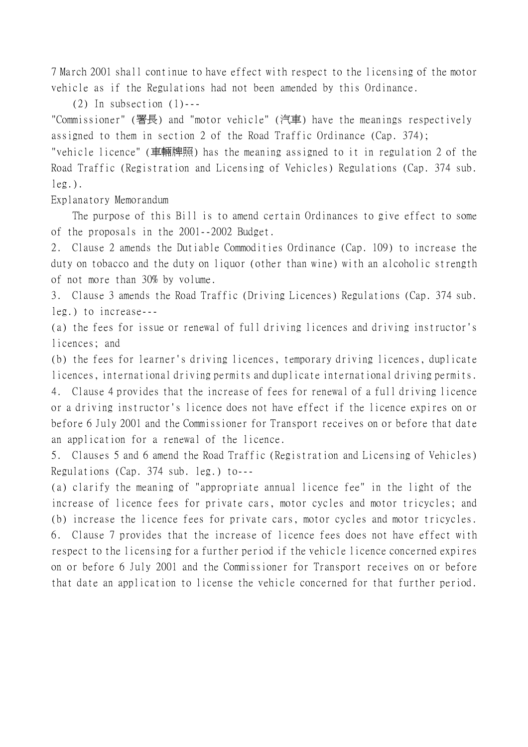7 March 2001 shall continue to have effect with respect to the licensing of the motor vehicle as if the Regulations had not been amended by this Ordinance.

(2) In subsection (1)---

"Commissioner" (署長) and "motor vehicle" (汽車) have the meanings respectively assigned to them in section 2 of the Road Traffic Ordinance (Cap. 374);

"vehicle licence" (車輛牌照) has the meaning assigned to it in regulation 2 of the Road Traffic (Registration and Licensing of Vehicles) Regulations (Cap. 374 sub. leg.).

Explanatory Memorandum

The purpose of this Bill is to amend certain Ordinances to give effect to some of the proposals in the 2001--2002 Budget.

2. Clause 2 amends the Dutiable Commodities Ordinance (Cap. 109) to increase the duty on tobacco and the duty on liquor (other than wine) with an alcoholic strength of not more than 30% by volume.

3. Clause 3 amends the Road Traffic (Driving Licences) Regulations (Cap. 374 sub. leg.) to increase---

(a) the fees for issue or renewal of full driving licences and driving instructor's licences; and

(b) the fees for learner's driving licences, temporary driving licences, duplicate licences, international driving permits and duplicate international driving permits.

4. Clause 4 provides that the increase of fees for renewal of a full driving licence or a driving instructor's licence does not have effect if the licence expires on or before 6 July 2001 and the Commissioner for Transport receives on or before that date an application for a renewal of the licence.

5. Clauses 5 and 6 amend the Road Traffic (Registration and Licensing of Vehicles) Regulations (Cap. 374 sub. leg.) to---

(a) clarify the meaning of "appropriate annual licence fee" in the light of the increase of licence fees for private cars, motor cycles and motor tricycles; and

(b) increase the licence fees for private cars, motor cycles and motor tricycles.

6. Clause 7 provides that the increase of licence fees does not have effect with respect to the licensing for a further period if the vehicle licence concerned expires on or before 6 July 2001 and the Commissioner for Transport receives on or before that date an application to license the vehicle concerned for that further period.